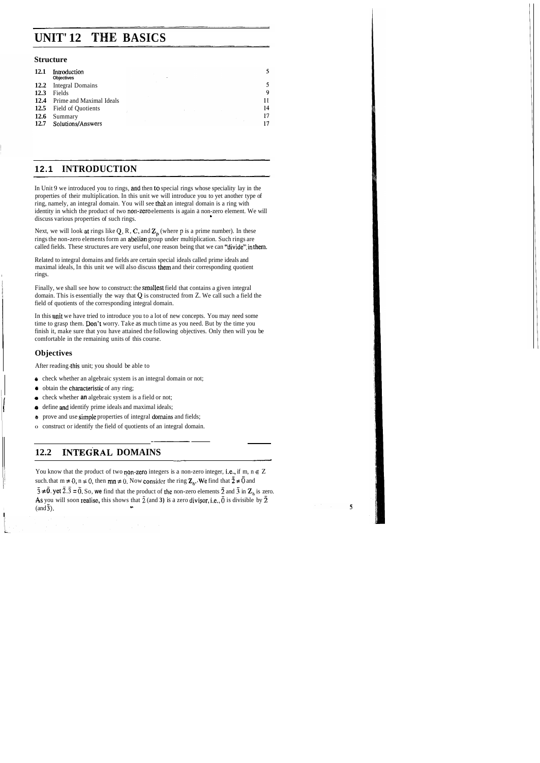# UNIT 12 THE BASICS

## Structure

| | | |
|---|---|---|
| 12.1 | Introduction<br>Objectives | 5 |
| 12.2 | Integral Domains | 5 |
| 12.3 | Fields | 9 |
| 12.4 | Prime and Maximal Ideals | 11 |
| 12.5 | Field of Quotients | 14 |
| 12.6 | Summary | 17 |
| 12.7 | Solutions/Answers | 17 |

## 12.1 INTRODUCTION

In Unit 9 we introduced you to rings, and then to special rings whose speciality lay in the properties of their multiplication. In this unit we will introduce you to yet another type of ring, namely, an integral domain. You will see that an integral domain is a ring with identity in which the product of two non-zero elements is again a non-zero element. We will discuss various properties of such rings.

Next, we will look at rings like Q, R, C, and $\mathbf{Z}_p$ (where p is a prime number). In these rings the non-zero elements form an abelian group under multiplication. Such rings are called fields. These structures are very useful, one reason being that we can "divide" in them.

Related to integral domains and fields are certain special ideals called prime ideals and maximal ideals, In this unit we will also discuss them and their corresponding quotient rings.

Finally, we shall see how to construct the smallest field that contains a given integral domain. This is essentially the way that Q is constructed from Z. We call such a field the field of quotients of the corresponding integral domain.

In this unit we have tried to introduce you to a lot of new concepts. You may need some time to grasp them. Don't worry. Take as much time as you need. But by the time you finish it, make sure that you have attained the following objectives. Only then will you be comfortable in the remaining units of this course.

### Objectives

After reading this unit, you should be able to

- check whether an algebraic system is an integral domain or not;
- obtain the characteristic of any ring;
- check whether an algebraic system is a field or not;
- define and identify prime ideals and maximal ideals;
- prove and use simple properties of integral domains and fields;
- construct or identify the field of quotients of an integral domain.

## 12.2 INTEGRAL DOMAINS

You know that the product of two non-zero integers is a non-zero integer, i.e., if m, n $\in$ Z such that $m \neq 0$, $n \neq 0$, then $mn \neq 0$. Now consider the ring $\mathbf{Z}_6$. We find that $\bar{2} \neq \bar{0}$ and $\bar{3} \neq \bar{0}$, yet $\bar{2}.\bar{3} = \bar{0}$. So, we find that the product of the non-zero elements $\bar{2}$ and $\bar{3}$ in $\mathbf{Z}_6$ is zero. As you will soon realise, this shows that $\bar{2}$ (and $\bar{3}$) is a zero divisor, i.e., $\bar{0}$ is divisible by $\bar{2}$ (and $\bar{3}$).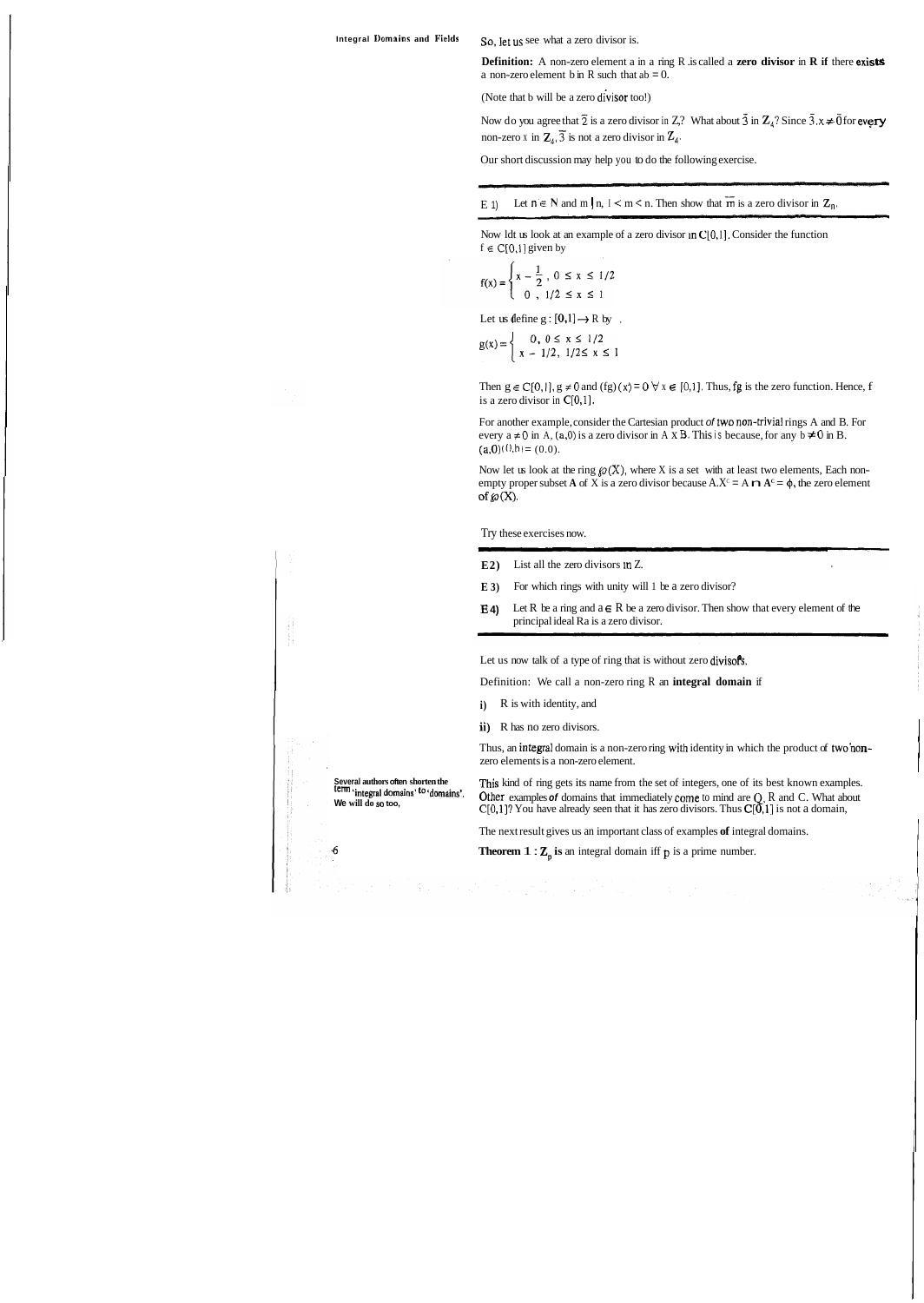So, let us see what a zero divisor is.

**Definition:** A non-zero element a in a ring R is called a **zero divisor** in **R** if there exists a non-zero element b in R such that ab = 0.

(Note that b will be a zero divisor too!)

Now do you agree that $\bar{2}$ is a zero divisor in $Z_4$? What about $\bar{3}$ in $Z_4$? Since $\bar{3}.x \neq \bar{0}$ for every non-zero x in $Z_4$, $\bar{3}$ is not a zero divisor in $Z_4$.

Our short discussion may help you to do the following exercise.

---

E 1) Let $n \in N$ and $m \mid n$, $1 < m < n$. Then show that $\bar{m}$ is a zero divisor in $Z_n$.

---

Now let us look at an example of a zero divisor in C[0,1]. Consider the function $f \in C[0,1]$ given by

$$f(x) = \begin{cases} x - \frac{1}{2}, & 0 \leq x \leq 1/2 \\ 0, & 1/2 \leq x \leq 1 \end{cases}$$

Let us define $g : [0,1] \rightarrow R$ by

$$g(x) = \begin{cases} 0, & 0 \leq x \leq 1/2 \\ x - 1/2, & 1/2 \leq x \leq 1 \end{cases}$$

Then $g \in C[0,1]$, $g \neq 0$ and $(fg)(x) = 0 \; \forall \; x \in [0,1]$. Thus, fg is the zero function. Hence, f is a zero divisor in C[0,1].

For another example, consider the Cartesian product of two non-trivial rings A and B. For every $a \neq 0$ in A, (a,0) is a zero divisor in A x B. This is because, for any $b \neq 0$ in B, $(a,0)(0,b) = (0,0)$.

Now let us look at the ring $\wp(X)$, where X is a set with at least two elements, Each non-empty proper subset **A** of X is a zero divisor because $A.X^c = A \cap A^c = \phi$, the zero element of $\wp(X)$.

Try these exercises now.

---

**E 2)** List all the zero divisors in Z.

**E 3)** For which rings with unity will 1 be a zero divisor?

**E 4)** Let R be a ring and $a \in R$ be a zero divisor. Then show that every element of the principal ideal Ra is a zero divisor.

---

Let us now talk of a type of ring that is without zero divisors.

Definition: We call a non-zero ring R an **integral domain** if

**i)** R is with identity, and

**ii)** R has no zero divisors.

Thus, an integral domain is a non-zero ring with identity in which the product of two non-zero elements is a non-zero element.

This kind of ring gets its name from the set of integers, one of its best known examples. Other examples of domains that immediately come to mind are Q, R and C. What about C[0,1]? You have already seen that it has zero divisors. Thus C[0,1] is not a domain,

**Several authors often shorten the term 'integral domains' to 'domains'. We will do so too,**

The next result gives us an important class of examples of integral domains.

**Theorem 1 : $Z_p$ is** an integral domain iff p is a prime number.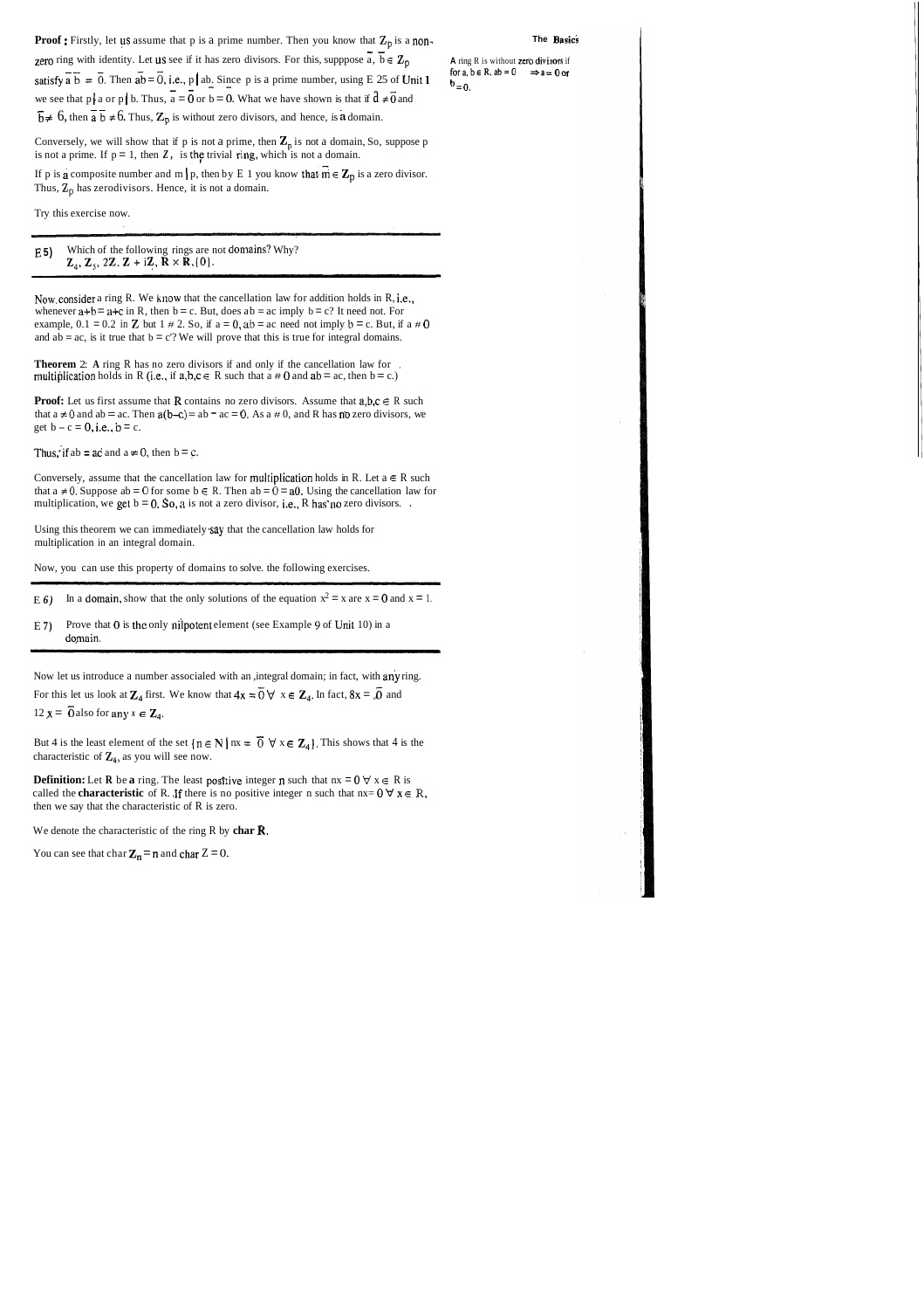**Proof :** Firstly, let us assume that p is a prime number. Then you know that $\mathbf{Z}_p$ is a non-zero ring with identity. Let us see if it has zero divisors. For this, suppose $\bar{a}, \bar{b} \in \mathbf{Z}_p$ satisfy $\bar{a}\,\bar{b} = \bar{0}$. Then $\overline{ab} = \bar{0}$, i.e., $p \mid ab$. Since p is a prime number, using E 25 of Unit 1 we see that $p \mid a$ or $p \mid b$. Thus, $\bar{a} = \bar{0}$ or $\bar{b} = \bar{0}$. What we have shown is that if $\bar{a} \neq \bar{0}$ and $\bar{b} \neq \bar{0}$, then $\bar{a}\,\bar{b} \neq \bar{0}$. Thus, $\mathbf{Z}_p$ is without zero divisors, and hence, is a domain.

A ring R is without zero divisors if for $a, b \in R$, $ab = 0 \Rightarrow a = 0$ or $b = 0$.

Conversely, we will show that if p is not a prime, then $\mathbf{Z}_p$ is not a domain. So, suppose p is not a prime. If $p = 1$, then $\mathbf{Z}_1$ is the trivial ring, which is not a domain.

If p is a composite number and $m \mid p$, then by E 1 you know that $\bar{m} \in \mathbf{Z}_p$ is a zero divisor. Thus, $\mathbf{Z}_p$ has zerodivisors. Hence, it is not a domain.

Try this exercise now.

---

E 5) Which of the following rings are not domains? Why?
$\mathbf{Z}_4, \mathbf{Z}_5, 2\mathbf{Z}, \mathbf{Z} + i\mathbf{Z}, \mathbf{R} \times \mathbf{R}, \{0\}$.

---

Now consider a ring R. We know that the cancellation law for addition holds in R, i.e., whenever $a+b = a+c$ in R, then $b = c$. But, does $ab = ac$ imply $b = c$? It need not. For example, $0.1 = 0.2$ in $\mathbf{Z}$ but $1 \neq 2$. So, if $a = 0$, $ab = ac$ need not imply $b = c$. But, if $a \neq 0$ and $ab = ac$, is it true that $b = c$? We will prove that this is true for integral domains.

**Theorem** 2: A ring R has no zero divisors if and only if the cancellation law for multiplication holds in R (i.e., if $a, b, c \in R$ such that $a \neq 0$ and $ab = ac$, then $b = c$.)

**Proof:** Let us first assume that R contains no zero divisors. Assume that $a, b, c \in R$ such that $a \neq 0$ and $ab = ac$. Then $a(b-c) = ab - ac = 0$. As $a \neq 0$, and R has no zero divisors, we get $b - c = 0$, i.e., $b = c$.

Thus, if $ab = ac$ and $a \neq 0$, then $b = c$.

Conversely, assume that the cancellation law for multiplication holds in R. Let $a \in R$ such that $a \neq 0$. Suppose $ab = 0$ for some $b \in R$. Then $ab = 0 = a0$. Using the cancellation law for multiplication, we get $b = 0$. So, a is not a zero divisor, i.e., R has no zero divisors.

Using this theorem we can immediately say that the cancellation law holds for multiplication in an integral domain.

Now, you can use this property of domains to solve the following exercises.

---

E 6) In a domain, show that the only solutions of the equation $x^2 = x$ are $x = 0$ and $x = 1$.

E 7) Prove that 0 is the only nilpotent element (see Example 9 of Unit 10) in a domain.

---

Now let us introduce a number associaled with an integral domain; in fact, with any ring. For this let us look at $\mathbf{Z}_4$ first. We know that $4x = \bar{0} \; \forall \; x \in \mathbf{Z}_4$. In fact, $8x = \bar{0}$ and $12x = \bar{0}$ also for any $x \in \mathbf{Z}_4$.

But 4 is the least element of the set $\{n \in \mathbf{N} \mid nx = \bar{0} \; \forall \; x \in \mathbf{Z}_4\}$. This shows that 4 is the characteristic of $\mathbf{Z}_4$, as you will see now.

**Definition:** Let **R** be a ring. The least positive integer n such that $nx = 0 \; \forall \; x \in R$ is called the **characteristic** of R. If there is no positive integer n such that $nx = 0 \; \forall \; x \in R$, then we say that the characteristic of R is zero.

We denote the characteristic of the ring R by **char R**.

You can see that char $\mathbf{Z}_n = n$ and char $\mathbf{Z} = 0$.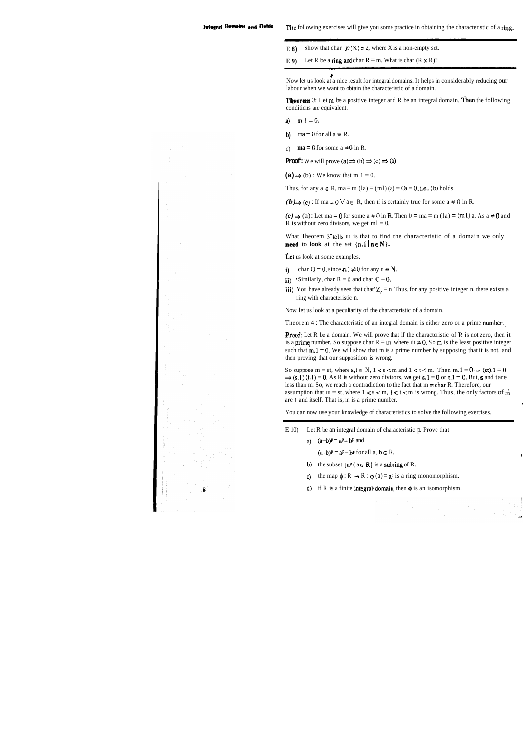The following exercises will give you some practice in obtaining the characteristic of a ring.

E 8) Show that char $\wp(X) = 2$, where X is a non-empty set.

E 9) Let R be a ring and char R = m. What is char $(R \times R)$?

Now let us look at a nice result for integral domains. It helps in considerably reducing our labour when we want to obtain the characteristic of a domain.

**Theorem 3:** Let m be a positive integer and R be an integral domain. Then the following conditions are equivalent.

a) $m\,1 = 0$.

b) $ma = 0$ for all $a \in R$.

c) $ma = 0$ for some $a \neq 0$ in R.

**Proof:** We will prove (a) $\Rightarrow$ (b) $\Rightarrow$ (c) $\Rightarrow$ (a).

(a) $\Rightarrow$ (b) : We know that $m\,1 = 0$.

Thus, for any $a \in R$, $ma = m\,(1a) = (m1)\,(a) = 0a = 0$, i.e., (b) holds.

(b) $\Rightarrow$ (c) : If $ma = 0 \;\forall\; a \in R$, then it is certainly true for some $a \neq 0$ in R.

(c) $\Rightarrow$ (a): Let $ma = 0$ for some $a \neq 0$ in R. Then $0 = ma = m\,(1a) = (m1)\,a$. As $a \neq 0$ and R is without zero divisors, we get $m1 = 0$.

What Theorem 3 tells us is that to find the characteristic of a domain we only need to look at the set $\{n.1 \mid n \in \mathbb{N}\}$.

Let us look at some examples.

i) char $\mathbb{Q} = 0$, since $n.1 \neq 0$ for any $n \in \mathbb{N}$.

ii) Similarly, char $\mathbb{R} = 0$ and char $\mathbb{C} = 0$.

iii) You have already seen that char $\mathbb{Z}_n = n$. Thus, for any positive integer n, there exists a ring with characteristic n.

Now let us look at a peculiarity of the characteristic of a domain.

**Theorem 4:** The characteristic of an integral domain is either zero or a prime number.

**Proof:** Let R be a domain. We will prove that if the characteristic of R is not zero, then it is a prime number. So suppose char R = m, where $m \neq 0$. So m is the least positive integer such that $m.1 = 0$. We will show that m is a prime number by supposing that it is not, and then proving that our supposition is wrong.

So suppose $m = st$, where $s, t \in \mathbb{N}$, $1 < s < m$ and $1 < t < m$. Then $m.1 = 0 \Rightarrow (st).1 = 0 \Rightarrow (s.1)\,(t.1) = 0$. As R is without zero divisors, we get $s.1 = 0$ or $t.1 = 0$. But, s and t are less than m. So, we reach a contradiction to the fact that m = char R. Therefore, our assumption that $m = st$, where $1 < s < m$, $1 < t < m$ is wrong. Thus, the only factors of m are 1 and itself. That is, m is a prime number.

You can now use your knowledge of characteristics to solve the following exercises.

E 10) Let R be an integral domain of characteristic p. Prove that

a) $(a+b)^p = a^p + b^p$ and

$(a-b)^p = a^p - b^p$ for all $a, b \in R$.

b) the subset $\{a^p \mid a \in R\}$ is a subring of R.

c) the map $\phi : R \to R : \phi(a) = a^p$ is a ring monomorphism.

d) if R is a finite integral domain, then $\phi$ is an isomorphism.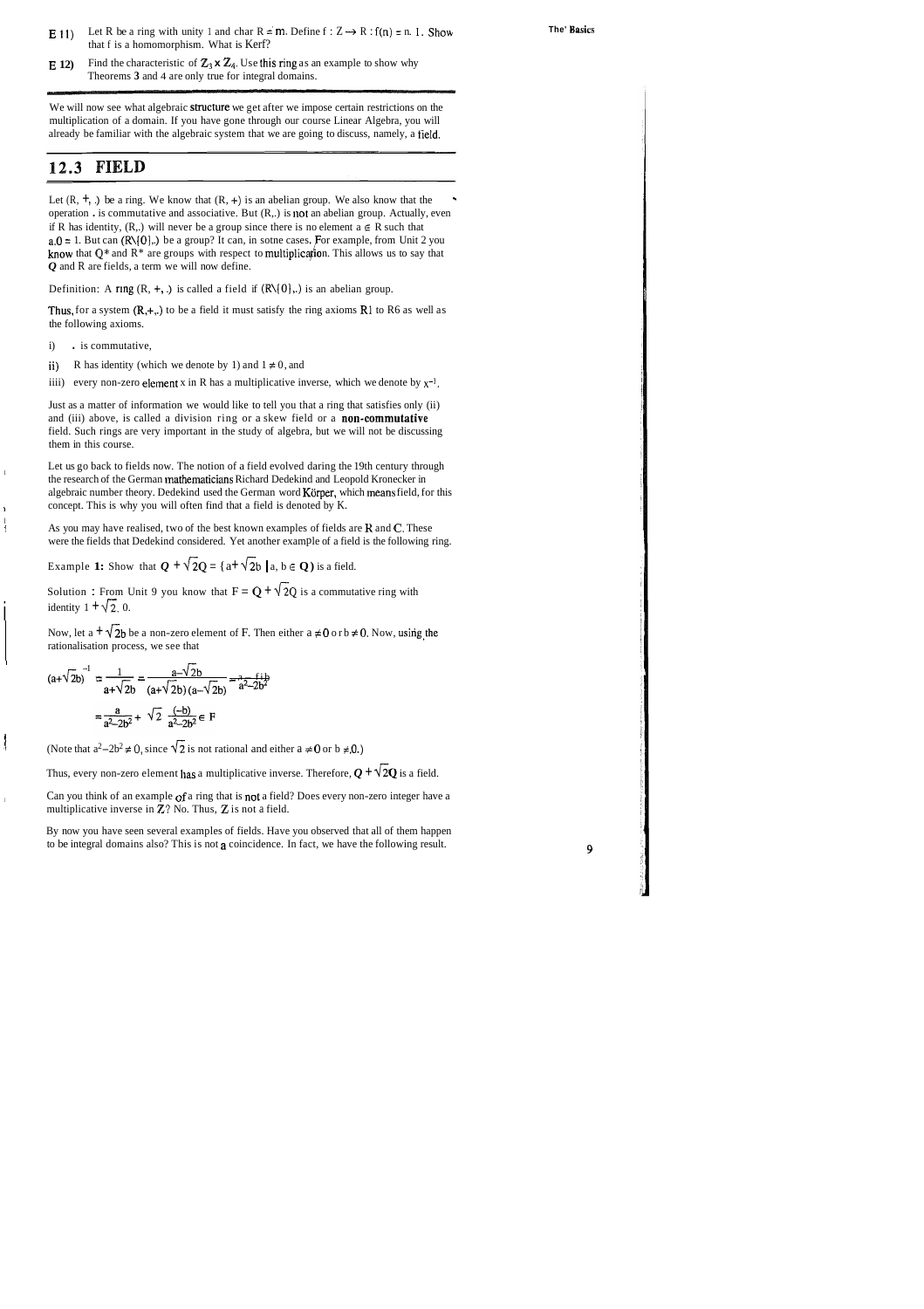**E 11)** Let R be a ring with unity 1 and char R = m. Define $f : Z \to R : f(n) = n.\ 1$. Show that f is a homomorphism. What is Kerf?

**E 12)** Find the characteristic of $Z_3 \times Z_4$. Use this ring as an example to show why Theorems **3** and 4 are only true for integral domains.

We will now see what algebraic structure we get after we impose certain restrictions on the multiplication of a domain. If you have gone through our course Linear Algebra, you will already be familiar with the algebraic system that we are going to discuss, namely, a field.

## 12.3 FIELD

Let (R, +, .) be a ring. We know that (R, +) is an abelian group. We also know that the operation . is commutative and associative. But (R,.) is not an abelian group. Actually, even if R has identity, (R,.) will never be a group since there is no element $a \in R$ such that $a.0 = 1$. But can $(R\setminus\{0\},.)$ be a group? It can, in some cases. For example, from Unit 2 you know that Q* and R* are groups with respect to multiplication. This allows us to say that ***Q*** and R are fields, a term we will now define.

Definition: A ring (R, +, .) is called a field if $(R\setminus\{0\},.)$ is an abelian group.

Thus, for a system (R,+,.) to be a field it must satisfy the ring axioms R1 to R6 as well as the following axioms.

i) . is commutative,

ii) R has identity (which we denote by 1) and $1 \neq 0$, and

iii) every non-zero element x in R has a multiplicative inverse, which we denote by $x^{-1}$.

Just as a matter of information we would like to tell you that a ring that satisfies only (ii) and (iii) above, is called a division ring or a skew field or a **non-commutative** field. Such rings are very important in the study of algebra, but we will not be discussing them in this course.

Let us go back to fields now. The notion of a field evolved daring the 19th century through the research of the German mathematicians Richard Dedekind and Leopold Kronecker in algebraic number theory. Dedekind used the German word Körper, which means field, for this concept. This is why you will often find that a field is denoted by K.

As you may have realised, two of the best known examples of fields are R and C. These were the fields that Dedekind considered. Yet another example of a field is the following ring.

Example **1:** Show that $Q + \sqrt{2}Q = \{a + \sqrt{2}b \mid a, b \in Q\}$ is a field.

Solution : From Unit 9 you know that $F = Q + \sqrt{2}Q$ is a commutative ring with identity $1 + \sqrt{2}.\ 0$.

Now, let $a + \sqrt{2}b$ be a non-zero element of F. Then either $a \neq 0$ or $b \neq 0$. Now, using the rationalisation process, we see that

$$(a+\sqrt{2}b)^{-1} = \frac{1}{a+\sqrt{2}b} = \frac{a-\sqrt{2}b}{(a+\sqrt{2}b)(a-\sqrt{2}b)} = \frac{a-\sqrt{2}b}{a^2-2b^2}$$

$$= \frac{a}{a^2-2b^2} + \sqrt{2}\ \frac{(-b)}{a^2-2b^2} \in F$$

(Note that $a^2-2b^2 \neq 0$, since $\sqrt{2}$ is not rational and either $a \neq 0$ or $b \neq 0$.)

Thus, every non-zero element has a multiplicative inverse. Therefore, $Q + \sqrt{2}Q$ is a field.

Can you think of an example of a ring that is not a field? Does every non-zero integer have a multiplicative inverse in Z? No. Thus, Z is not a field.

By now you have seen several examples of fields. Have you observed that all of them happen to be integral domains also? This is not a coincidence. In fact, we have the following result.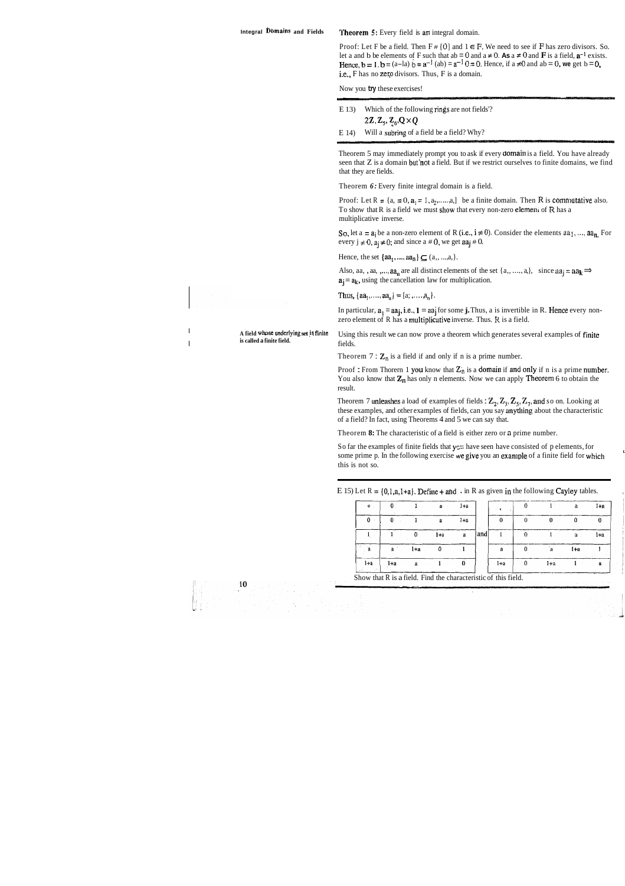**Theorem 5:** Every field is an integral domain.

Proof: Let F be a field. Then $F \neq \{0\}$ and $1 \in F$. We need to see if F has zero divisors. So. let a and b be elements of F such that $ab = 0$ and $a \neq 0$. As $a \neq 0$ and F is a field, $a^{-1}$ exists. Hence, $b = 1.b = (a^{-1}a)\, b = a^{-1}(ab) = a^{-1}\, 0 = 0$. Hence, if $a \neq 0$ and $ab = 0$, we get $b = 0$, i.e., F has no zero divisors. Thus, F is a domain.

Now you try these exercises!

E 13) Which of the following rings are not fields?

$2Z, Z_5, Z_6, Q \times Q$

E 14) Will a subring of a field be a field? Why?

Theorem 5 may immediately prompt you to ask if every domain is a field. You have already seen that Z is a domain but not a field. But if we restrict ourselves to finite domains, we find that they are fields.

Theorem *6:* Every finite integral domain is a field.

Proof: Let $R = \{a_0 = 0, a_1 = 1, a_2, \ldots, a_n\}$ be a finite domain. Then R is commutative also. To show that R is a field we must show that every non-zero element of R has a multiplicative inverse.

So, let $a = a_i$ be a non-zero element of R (i.e., $i \neq 0$). Consider the elements $aa_1, \ldots, aa_n$. For every $j \neq 0$, $a_j \neq 0$; and since $a \neq 0$, we get $aa_j \neq 0$.

Hence, the set $\{aa_1, \ldots, aa_n\} \subseteq \{a_1, \ldots, a_n\}$.

Also, $aa_1, aa_2, \ldots, aa_n$ are all distinct elements of the set $\{a_1, \ldots, a_n\}$, since $aa_j = aa_k \Rightarrow a_j = a_k$, using the cancellation law for multiplication.

Thus, $\{aa_1, \ldots, aa_n\} = \{a_1, \ldots, a_n\}$.

In particular, $a_1 = aa_j$, i.e., $1 = aa_j$ for some j. Thus, a is invertible in R. Hence every non-zero element of R has a multiplicative inverse. Thus. R is a field.

A field whose underlying set is finite is called a finite field.

Using this result we can now prove a theorem which generates several examples of finite fields.

Theorem 7 : $Z_n$ is a field if and only if n is a prime number.

Proof : From Thorem 1 you know that $Z_n$ is a domain if and only if n is a prime number. You also know that $Z_n$ has only n elements. Now we can apply Theorem 6 to obtain the result.

Theorem 7 unleashes a load of examples of fields : $Z_2, Z_3, Z_5, Z_7$, and so on. Looking at these examples, and other examples of fields, can you say anything about the characteristic of a field? In fact, using Theorems 4 and 5 we can say that.

Theorem **8:** The characteristic of a field is either zero or a prime number.

So far the examples of finite fields that you have seen have consisted of p elements, for some prime p. In the following exercise we give you an example of a finite field for which this is not so.

E 15) Let $R = \{0, 1, a, 1+a\}$. Define + and . in R as given in the following Cayley tables.

| + | 0 | 1 | a | 1+a |
|---|---|---|---|---|
| 0 | 0 | 1 | a | 1+a |
| 1 | 1 | 0 | 1+a | a |
| a | a | 1+a | 0 | 1 |
| 1+a | 1+a | a | 1 | 0 |

and

| . | 0 | 1 | a | 1+a |
|---|---|---|---|---|
| 0 | 0 | 0 | 0 | 0 |
| 1 | 0 | 1 | a | 1+a |
| a | 0 | a | 1+a | 1 |
| 1+a | 0 | 1+a | 1 | a |

Show that R is a field. Find the characteristic of this field.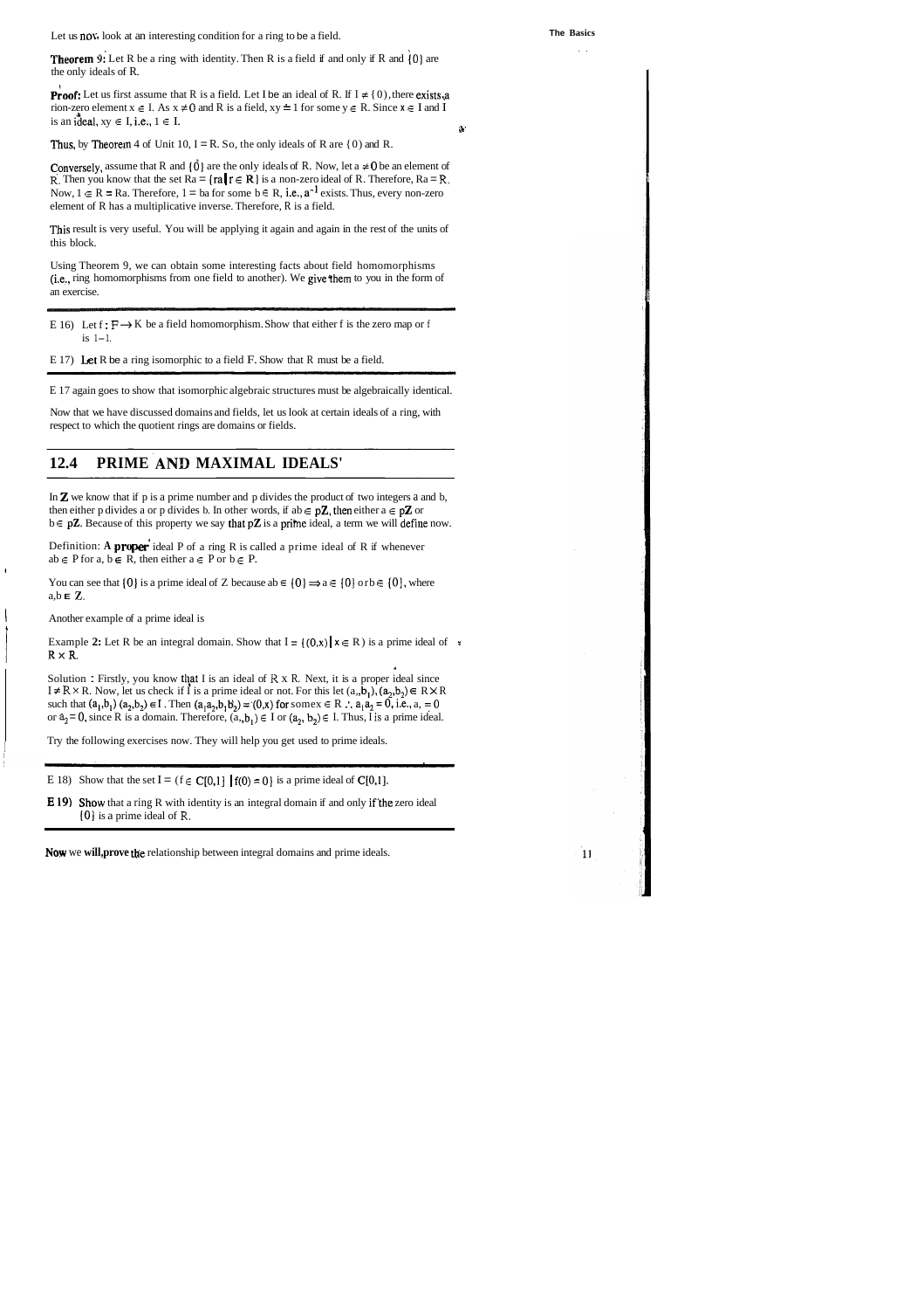Let us now look at an interesting condition for a ring to be a field.

**Theorem 9:** Let R be a ring with identity. Then R is a field if and only if R and $\{0\}$ are the only ideals of R.

**Proof:** Let us first assume that R is a field. Let I be an ideal of R. If $I \neq \{0\}$, there exists a non-zero element $x \in I$. As $x \neq 0$ and R is a field, $xy = 1$ for some $y \in R$. Since $x \in I$ and I is an ideal, $xy \in I$, i.e., $1 \in I$.

Thus, by Theorem 4 of Unit 10, $I = R$. So, the only ideals of R are $\{0\}$ and R.

Conversely, assume that R and $\{0\}$ are the only ideals of R. Now, let $a \neq 0$ be an element of R. Then you know that the set $Ra = \{ra \mid r \in R\}$ is a non-zero ideal of R. Therefore, $Ra = R$. Now, $1 \in R = Ra$. Therefore, $1 = ba$ for some $b \in R$, i.e., $a^{-1}$ exists. Thus, every non-zero element of R has a multiplicative inverse. Therefore, R is a field.

This result is very useful. You will be applying it again and again in the rest of the units of this block.

Using Theorem 9, we can obtain some interesting facts about field homomorphisms (i.e., ring homomorphisms from one field to another). We give them to you in the form of an exercise.

---

E 16) Let $f : F \to K$ be a field homomorphism. Show that either f is the zero map or f is 1–1.

E 17) Let R be a ring isomorphic to a field F. Show that R must be a field.

---

E 17 again goes to show that isomorphic algebraic structures must be algebraically identical.

Now that we have discussed domains and fields, let us look at certain ideals of a ring, with respect to which the quotient rings are domains or fields.

## 12.4 PRIME AND MAXIMAL IDEALS

In **Z** we know that if p is a prime number and p divides the product of two integers a and b, then either p divides a or p divides b. In other words, if $ab \in p\mathbf{Z}$, then either $a \in p\mathbf{Z}$ or $b \in p\mathbf{Z}$. Because of this property we say that $p\mathbf{Z}$ is a prime ideal, a term we will define now.

Definition: **A proper** ideal P of a ring R is called a prime ideal of R if whenever $ab \in P$ for $a, b \in R$, then either $a \in P$ or $b \in P$.

You can see that $\{0\}$ is a prime ideal of Z because $ab \in \{0\} \Rightarrow a \in \{0\}$ or $b \in \{0\}$, where $a, b \in \mathbf{Z}$.

Another example of a prime ideal is

Example **2:** Let R be an integral domain. Show that $I = \{(0,x) \mid x \in R\}$ is a prime ideal of $R \times R$.

Solution : Firstly, you know that I is an ideal of $R \times R$. Next, it is a proper ideal since $I \neq R \times R$. Now, let us check if I is a prime ideal or not. For this let $(a_1,b_1), (a_2,b_2) \in R \times R$ such that $(a_1,b_1)(a_2,b_2) \in I$. Then $(a_1a_2, b_1b_2) = (0,x)$ for some $x \in R$ $\therefore a_1a_2 = 0$, i.e., $a_1 = 0$ or $a_2 = 0$, since R is a domain. Therefore, $(a_1,b_1) \in I$ or $(a_2,b_2) \in I$. Thus, I is a prime ideal.

Try the following exercises now. They will help you get used to prime ideals.

---

E 18) Show that the set $I = \{f \in C[0,1] \mid f(0) = 0\}$ is a prime ideal of $C[0,1]$.

**E 19)** Show that a ring R with identity is an integral domain if and only if the zero ideal $\{0\}$ is a prime ideal of R.

---

Now we will prove the relationship between integral domains and prime ideals.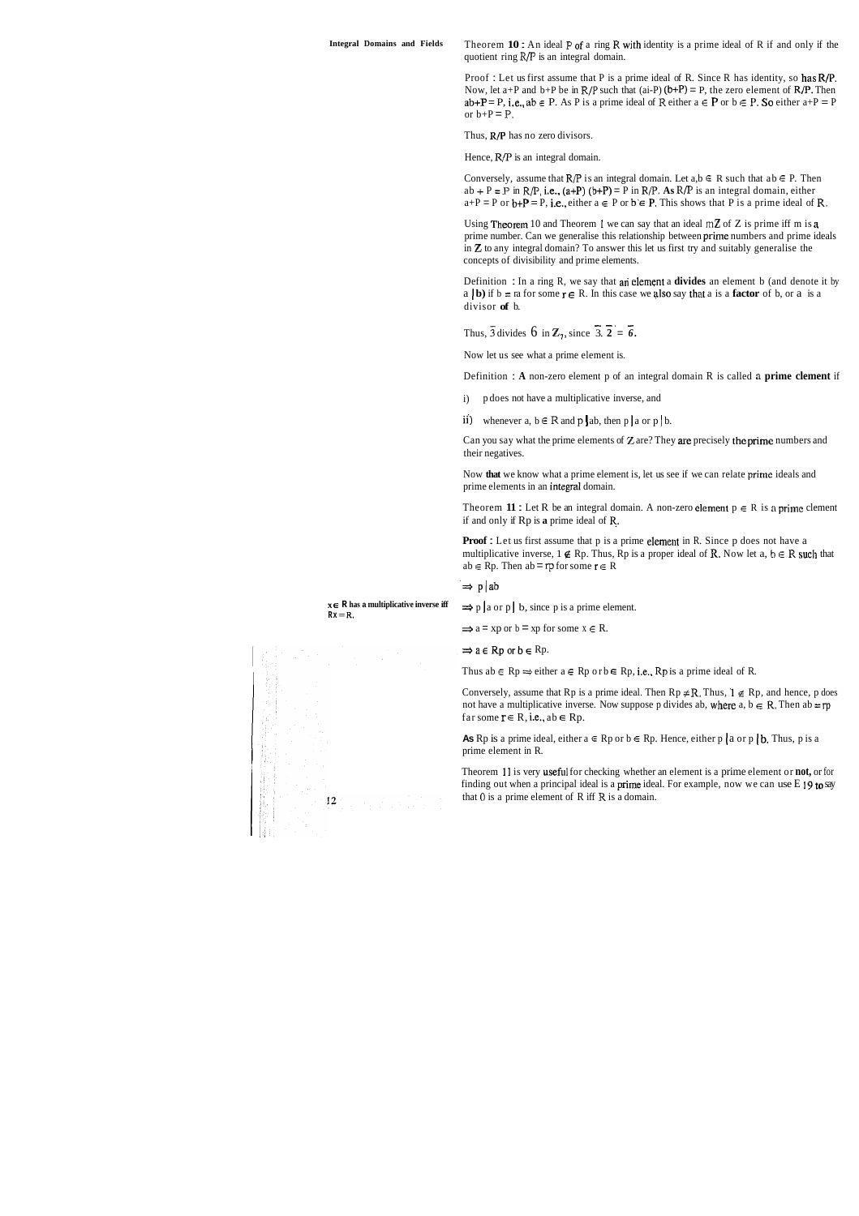Theorem **10 :** An ideal P of a ring R with identity is a prime ideal of R if and only if the quotient ring $R/P$ is an integral domain.

Proof : Let us first assume that P is a prime ideal of R. Since R has identity, so has $R/P$. Now, let $a+P$ and $b+P$ be in $R/P$ such that $(a+P)(b+P) = P$, the zero element of $R/P$. Then $ab+P = P$, i.e., $ab \in P$. As P is a prime ideal of R either $a \in P$ or $b \in P$. So either $a+P = P$ or $b+P = P$.

Thus, $R/P$ has no zero divisors.

Hence, $R/P$ is an integral domain.

Conversely, assume that $R/P$ is an integral domain. Let $a,b \in R$ such that $ab \in P$. Then $ab + P = P$ in $R/P$, i.e., $(a+P)(b+P) = P$ in $R/P$. As $R/P$ is an integral domain, either $a+P = P$ or $b+P = P$, i.e., either $a \in P$ or $b \in P$. This shows that P is a prime ideal of R.

Using Theorem 10 and Theorem 1 we can say that an ideal $m\mathbb{Z}$ of Z is prime iff m is a prime number. Can we generalise this relationship between prime numbers and prime ideals in $\mathbb{Z}$ to any integral domain? To answer this let us first try and suitably generalise the concepts of divisibility and prime elements.

Definition : In a ring R, we say that an element a **divides** an element b (and denote it by $a \mid b$) if $b = ra$ for some $r \in R$. In this case we also say that a is a **factor** of b, or a is a divisor of b.

Thus, $\bar{3}$ divides $\bar{6}$ in $\mathbb{Z}_7$, since $\bar{3} \cdot \bar{2} = \bar{6}$.

Now let us see what a prime element is.

Definition : A non-zero element p of an integral domain R is called a **prime element** if

i) p does not have a multiplicative inverse, and

ii) whenever $a, b \in R$ and $p \mid ab$, then $p \mid a$ or $p \mid b$.

Can you say what the prime elements of $\mathbb{Z}$ are? They are precisely the prime numbers and their negatives.

Now that we know what a prime element is, let us see if we can relate prime ideals and prime elements in an integral domain.

Theorem **11 :** Let R be an integral domain. A non-zero element $p \in R$ is a prime element if and only if Rp is a prime ideal of R.

**Proof :** Let us first assume that p is a prime element in R. Since p does not have a multiplicative inverse, $1 \notin Rp$. Thus, Rp is a proper ideal of R. Now let $a, b \in R$ such that $ab \in Rp$. Then $ab = rp$ for some $r \in R$

$\Rightarrow p \mid ab$

$\Rightarrow p \mid a$ or $p \mid b$, since p is a prime element.

$\Rightarrow a = xp$ or $b = xp$ for some $x \in R$.

$\Rightarrow a \in Rp$ or $b \in Rp$.

Thus $ab \in Rp \Rightarrow$ either $a \in Rp$ or $b \in Rp$, i.e., Rp is a prime ideal of R.

$x \in R$ has a multiplicative inverse iff $Rx = R$.

Conversely, assume that Rp is a prime ideal. Then $Rp \neq R$. Thus, $1 \notin Rp$, and hence, p does not have a multiplicative inverse. Now suppose p divides ab, where $a, b \in R$. Then $ab = rp$ for some $r \in R$, i.e., $ab \in Rp$.

As Rp is a prime ideal, either $a \in Rp$ or $b \in Rp$. Hence, either $p \mid a$ or $p \mid b$. Thus, p is a prime element in R.

Theorem 11 is very useful for checking whether an element is a prime element or not, or for finding out when a principal ideal is a prime ideal. For example, now we can use E 19 to say that 0 is a prime element of R iff R is a domain.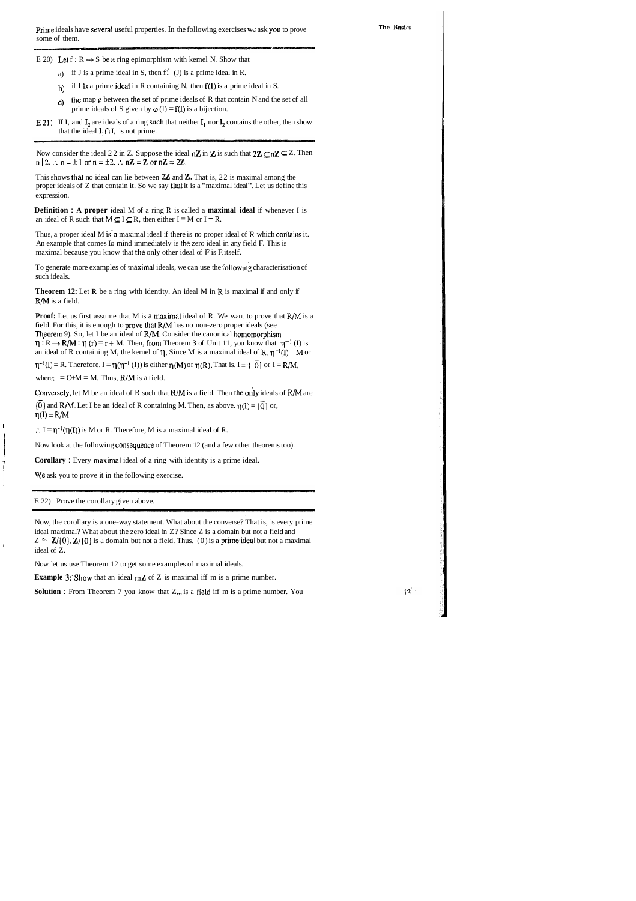Prime ideals have several useful properties. In the following exercises we ask you to prove some of them.

---

E 20) Let $f : R \to S$ be a ring epimorphism with kernel N. Show that

a) if J is a prime ideal in S, then $f^{-1}(J)$ is a prime ideal in R.

b) if I is a prime ideal in R containing N, then $f(I)$ is a prime ideal in S.

c) the map $\phi$ between the set of prime ideals of R that contain N and the set of all prime ideals of S given by $\phi(I) = f(I)$ is a bijection.

E 21) If $I_1$ and $I_2$ are ideals of a ring such that neither $I_1$ nor $I_2$ contains the other, then show that the ideal $I_1 \cap I_2$ is not prime.

---

Now consider the ideal $2\mathbf{Z}$ in Z. Suppose the ideal $n\mathbf{Z}$ in $\mathbf{Z}$ is such that $2\mathbf{Z} \subseteq n\mathbf{Z} \subseteq \mathbf{Z}$. Then $n \mid 2$. $\therefore n = \pm 1$ or $n = \pm 2$. $\therefore n\mathbf{Z} = \mathbf{Z}$ or $n\mathbf{Z} = 2\mathbf{Z}$.

This shows that no ideal can lie between $2\mathbf{Z}$ and $\mathbf{Z}$. That is, $2\mathbf{Z}$ is maximal among the proper ideals of Z that contain it. So we say that it is a "maximal ideal". Let us define this expression.

**Definition : A proper** ideal M of a ring R is called a **maximal ideal** if whenever I is an ideal of R such that $M \subseteq I \subseteq R$, then either $I = M$ or $I = R$.

Thus, a proper ideal M is a maximal ideal if there is no proper ideal of R which contains it. An example that comes to mind immediately is the zero ideal in any field F. This is maximal because you know that the only other ideal of F is F itself.

To generate more examples of maximal ideals, we can use the following characterisation of such ideals.

**Theorem 12:** Let **R** be a ring with identity. An ideal M in R is maximal if and only if **R/M** is a field.

**Proof:** Let us first assume that M is a maximal ideal of R. We want to prove that R/M is a field. For this, it is enough to prove that R/M has no non-zero proper ideals (see Theorem 9). So, let I be an ideal of **R/M**. Consider the canonical homomorphism $\eta : R \to R/M : \eta(r) = r + M$. Then, from Theorem 3 of Unit 11, you know that $\eta^{-1}(I)$ is an ideal of R containing M, the kernel of $\eta$. Since M is a maximal ideal of R, $\eta^{-1}(I) = M$ or $\eta^{-1}(I) = R$. Therefore, $I = \eta(\eta^{-1}(I))$ is either $\eta(M)$ or $\eta(R)$. That is, $I = \{\bar{0}\}$ or $I = R/M$, where $\bar{0} = 0 + M = M$. Thus, **R/M** is a field.

Conversely, let M be an ideal of R such that **R/M** is a field. Then the only ideals of R/M are $\{\bar{0}\}$ and **R/M**. Let I be an ideal of R containing M. Then, as above, $\eta(I) = \{\bar{0}\}$ or, $\eta(I) = R/M$.

$\therefore I = \eta^{-1}(\eta(I))$ is M or R. Therefore, M is a maximal ideal of R.

Now look at the following consequence of Theorem 12 (and a few other theorems too).

**Corollary :** Every maximal ideal of a ring with identity is a prime ideal.

We ask you to prove it in the following exercise.

---

E 22) Prove the corollary given above.

---

Now, the corollary is a one-way statement. What about the converse? That is, is every prime ideal maximal? What about the zero ideal in Z? Since Z is a domain but not a field and $Z \simeq \mathbf{Z}/\{0\}$, $\mathbf{Z}/\{0\}$ is a domain but not a field. Thus, $(0)$ is a prime ideal but not a maximal ideal of Z.

Now let us use Theorem 12 to get some examples of maximal ideals.

**Example 3:** Show that an ideal $m\mathbf{Z}$ of Z is maximal iff m is a prime number.

**Solution :** From Theorem 7 you know that $Z_m$ is a field iff m is a prime number. You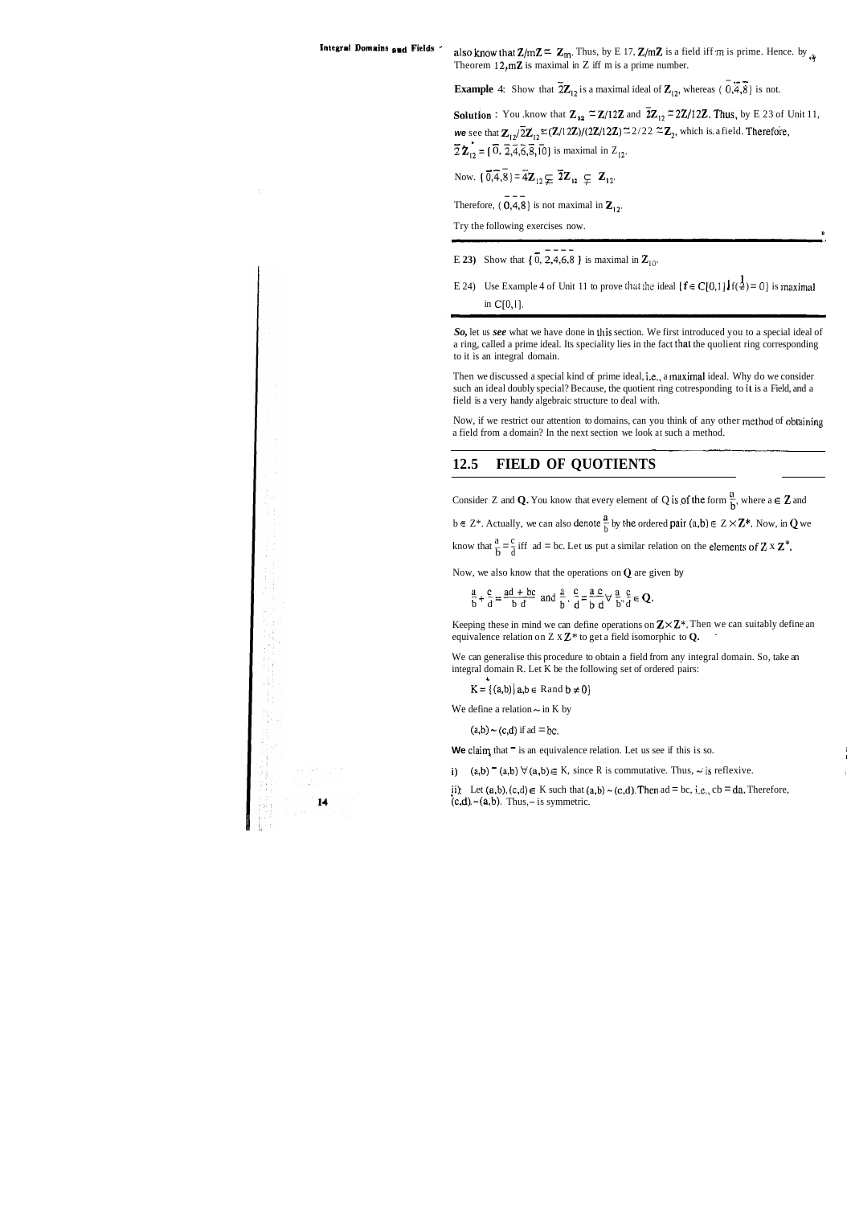also know that $\mathbf{Z}/m\mathbf{Z} \simeq \mathbf{Z}_m$. Thus, by E 17, $\mathbf{Z}/m\mathbf{Z}$ is a field iff m is prime. Hence, by Theorem 12, $m\mathbf{Z}$ is maximal in Z iff m is a prime number.

**Example** 4: Show that $\bar{2}\mathbf{Z}_{12}$ is a maximal ideal of $\mathbf{Z}_{12}$, whereas $\{\bar{0},\bar{4},\bar{8}\}$ is not.

**Solution** : You know that $\mathbf{Z}_{12} \simeq \mathbf{Z}/12\mathbf{Z}$ and $\bar{2}\mathbf{Z}_{12} \simeq 2\mathbf{Z}/12\mathbf{Z}$. Thus, by E 23 of Unit 11, *we* see that $\mathbf{Z}_{12}/\bar{2}\mathbf{Z}_{12} \simeq (\mathbf{Z}/12\mathbf{Z})/(2\mathbf{Z}/12\mathbf{Z}) \simeq \mathbf{Z}/2\mathbf{Z} \simeq \mathbf{Z}_2$, which is a field. Therefore, $\bar{2}\mathbf{Z}_{12} = \{\bar{0},\bar{2},\bar{4},\bar{6},\bar{8},\overline{10}\}$ is maximal in $\mathbf{Z}_{12}$.

Now. $\{\bar{0},\bar{4},\bar{8}\} = \bar{4}\mathbf{Z}_{12} \subsetneq \bar{2}\mathbf{Z}_{12} \subsetneq \mathbf{Z}_{12}$.

Therefore, $\{\bar{0},\bar{4},\bar{8}\}$ is not maximal in $\mathbf{Z}_{12}$.

Try the following exercises now.

---

E **23)** Show that $\{\bar{0},\bar{2},\bar{4},\bar{6},\bar{8}\}$ is maximal in $\mathbf{Z}_{10}$.

E 24) Use Example 4 of Unit 11 to prove that the ideal $\{f \in C[0,1] \mid f(\tfrac{1}{2}) = 0\}$ is maximal in $C[0,1]$.

---

*So,* let us *see* what we have done in this section. We first introduced you to a special ideal of a ring, called a prime ideal. Its speciality lies in the fact that the quotient ring corresponding to it is an integral domain.

Then we discussed a special kind of prime ideal, i.e., a maximal ideal. Why do we consider such an ideal doubly special? Because, the quotient ring corresponding to it is a Field, and a field is a very handy algebraic structure to deal with.

Now, if we restrict our attention to domains, can you think of any other method of obtaining a field from a domain? In the next section we look at such a method.

## 12.5 FIELD OF QUOTIENTS

Consider Z and **Q**. You know that every element of Q is of the form $\frac{a}{b}$, where $a \in \mathbf{Z}$ and $b \in \mathbf{Z}^*$. Actually, we can also denote $\frac{a}{b}$ by the ordered pair $(a,b) \in \mathbf{Z} \times \mathbf{Z}^*$. Now, in **Q** we know that $\frac{a}{b} = \frac{c}{d}$ iff $ad = bc$. Let us put a similar relation on the elements of $\mathbf{Z} \times \mathbf{Z}^*$.

Now, we also know that the operations on **Q** are given by

$$\frac{a}{b} + \frac{c}{d} = \frac{ad + bc}{bd} \text{ and } \frac{a}{b} \cdot \frac{c}{d} = \frac{ac}{bd} \;\forall\; \frac{a}{b}, \frac{c}{d} \in \mathbf{Q}.$$

Keeping these in mind we can define operations on $\mathbf{Z} \times \mathbf{Z}^*$. Then we can suitably define an equivalence relation on $\mathbf{Z} \times \mathbf{Z}^*$ to get a field isomorphic to **Q**.

We can generalise this procedure to obtain a field from any integral domain. So, take an integral domain R. Let K be the following set of ordered pairs:

$$K = \{(a,b) \mid a,b \in R \text{ and } b \neq 0\}$$

We define a relation $\sim$ in K by

$$(a,b) \sim (c,d) \text{ if } ad = bc.$$

**We** claim that $\sim$ is an equivalence relation. Let us see if this is so.

i) $(a,b) \sim (a,b) \;\forall\; (a,b) \in K$, since R is commutative. Thus, $\sim$ is reflexive.

ii) Let $(a,b), (c,d) \in K$ such that $(a,b) \sim (c,d)$. Then $ad = bc$, i.e., $cb = da$. Therefore, $(c,d) \sim (a,b)$. Thus, $\sim$ is symmetric.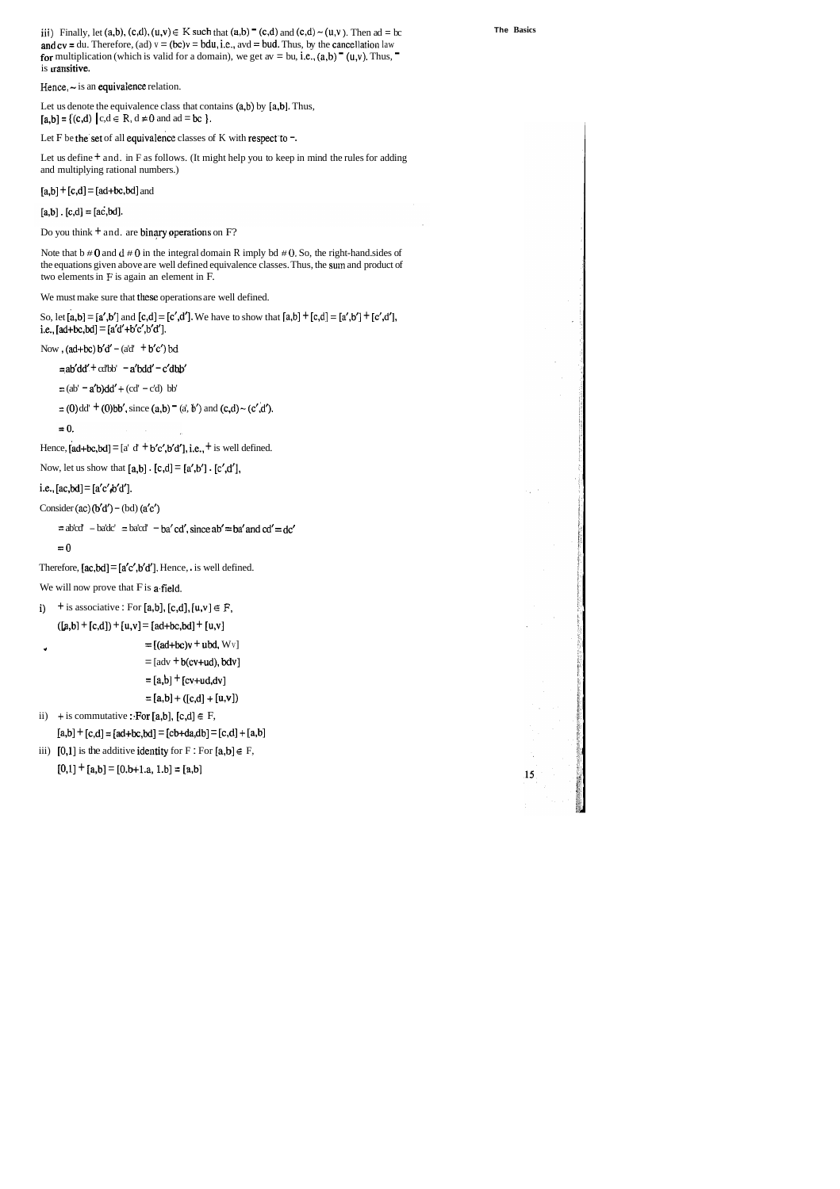iii) Finally, let $(a,b), (c,d), (u,v) \in K$ such that $(a,b) \sim (c,d)$ and $(c,d) \sim (u,v)$. Then $ad = bc$ and $cv = du$. Therefore, $(ad)v = (bc)v = bdu$, i.e., $avd = bud$. Thus, by the cancellation law for multiplication (which is valid for a domain), we get $av = bu$, i.e., $(a,b) \sim (u,v)$. Thus, $\sim$ is transitive.

Hence, $\sim$ is an equivalence relation.

Let us denote the equivalence class that contains $(a,b)$ by $[a,b]$. Thus,
$[a,b] = \{(c,d) \mid c,d \in R, d \neq 0 \text{ and } ad = bc\}$.

Let F be the set of all equivalence classes of K with respect to $\sim$.

Let us define + and . in F as follows. (It might help you to keep in mind the rules for adding and multiplying rational numbers.)

$[a,b] + [c,d] = [ad+bc,bd]$ and

$[a,b] \cdot [c,d] = [ac,bd]$.

Do you think + and . are binary operations on F?

Note that $b \neq 0$ and $d \neq 0$ in the integral domain R imply $bd \neq 0$. So, the right-hand sides of the equations given above are well defined equivalence classes. Thus, the sum and product of two elements in F is again an element in F.

We must make sure that these operations are well defined.

So, let $[a,b] = [a',b']$ and $[c,d] = [c',d']$. We have to show that $[a,b] + [c,d] = [a',b'] + [c',d']$, i.e., $[ad+bc,bd] = [a'd'+b'c',b'd']$.

Now, $(ad+bc)\,b'd' - (a'd' + b'c')\,bd$

$= ab'dd' + cd'bb' - a'bdd' - c'dbb'$

$= (ab' - a'b)dd' + (cd' - c'd)\,bb'$

$= (0)dd' + (0)bb'$, since $(a,b) \sim (a',b')$ and $(c,d) \sim (c',d')$.

$= 0$.

Hence, $[ad+bc,bd] = [a'd' + b'c',b'd']$, i.e., + is well defined.

Now, let us show that $[a,b] \cdot [c,d] = [a',b'] \cdot [c',d']$,

i.e., $[ac,bd] = [a'c',b'd']$.

Consider $(ac)(b'd') - (bd)(a'c')$

$= ab'cd' - ba'dc' = ba'cd' - ba'cd'$, since $ab' = ba'$ and $cd' = dc'$

$= 0$

Therefore, $[ac,bd] = [a'c',b'd']$. Hence, . is well defined.

We will now prove that F is a field.

i) + is associative : For $[a,b], [c,d], [u,v] \in F$,

$([a,b] + [c,d]) + [u,v] = [ad+bc,bd] + [u,v]$

$= [(ad+bc)v + ubd, bdv]$

$= [adv + b(cv+ud), bdv]$

$= [a,b] + [cv+ud,dv]$

$= [a,b] + ([c,d] + [u,v])$

ii) + is commutative : For $[a,b], [c,d] \in F$,

$[a,b] + [c,d] = [ad+bc,bd] = [cb+da,db] = [c,d] + [a,b]$

iii) $[0,1]$ is the additive identity for F : For $[a,b] \in F$,

$[0,1] + [a,b] = [0.b+1.a, 1.b] = [a,b]$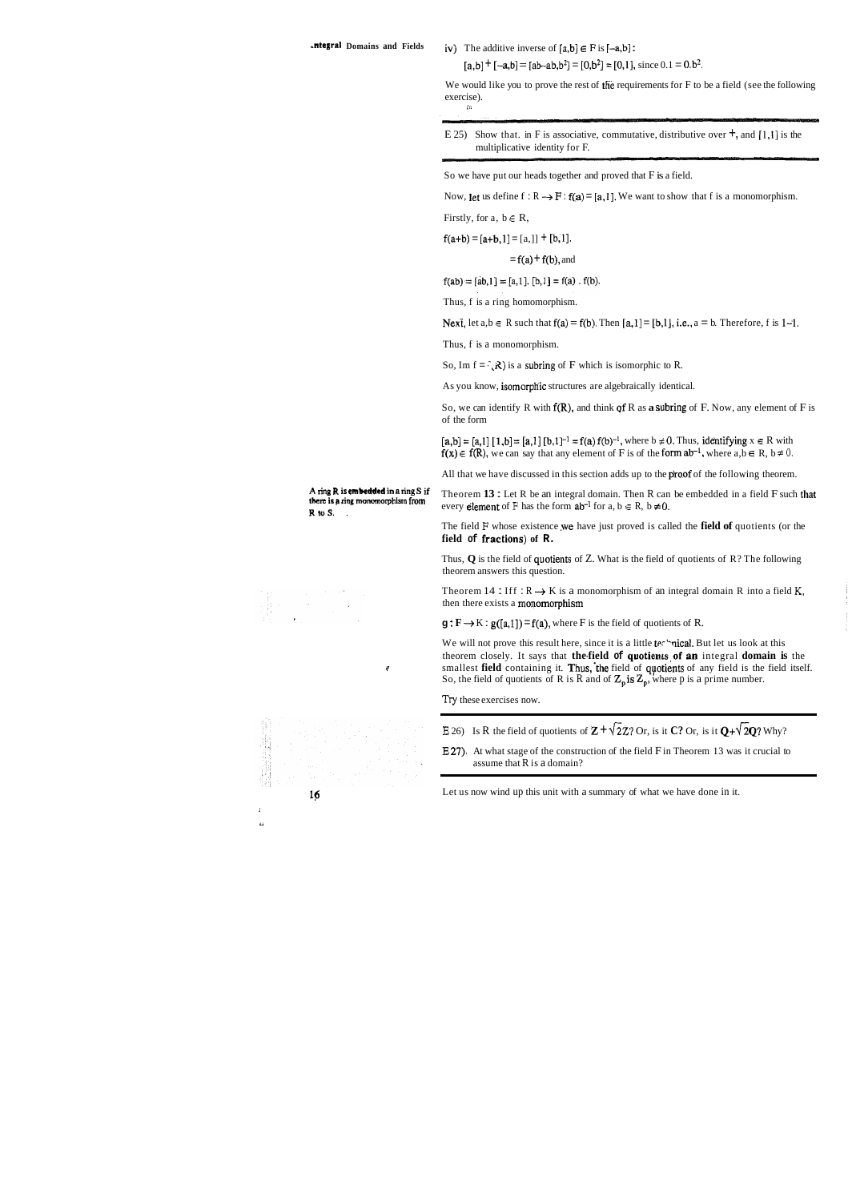iv) The additive inverse of $[a,b] \in F$ is $[-a,b]$:

$[a,b] + [-a,b] = [ab-ab,b^2] = [0,b^2] = [0,1]$, since $0.1 = 0.b^2$.

We would like you to prove the rest of the requirements for F to be a field (see the following exercise).

---

E 25) Show that. in F is associative, commutative, distributive over +, and [1,1] is the multiplicative identity for F.

---

So we have put our heads together and proved that F is a field.

Now, let us define $f : R \to F : f(a) = [a,1]$. We want to show that f is a monomorphism.

Firstly, for a, b $\in$ R,

$f(a+b) = [a+b,1] = [a,1] + [b,1]$.

$= f(a) + f(b)$, and

$f(ab) = [ab,1] = [a,1]. [b,1] = f(a) . f(b)$.

Thus, f is a ring homomorphism.

Next, let $a,b \in R$ such that $f(a) = f(b)$. Then $[a,1] = [b,1]$, i.e., $a = b$. Therefore, f is 1-1.

Thus, f is a monomorphism.

So, Im f = f(R) is a subring of F which is isomorphic to R.

As you know, isomorphic structures are algebraically identical.

So, we can identify R with f(R), and think of R as a subring of F. Now, any element of F is of the form

$[a,b] = [a,1] [1,b] = [a,1] [b,1]^{-1} = f(a) f(b)^{-1}$, where $b \neq 0$. Thus, identifying $x \in R$ with $f(x) \in f(R)$, we can say that any element of F is of the form $ab^{-1}$, where $a,b \in R$, $b \neq 0$.

All that we have discussed in this section adds up to the proof of the following theorem.

**A ring R is embedded in a ring S if there is a ring monomorphism from R to S.**

Theorem **13** : Let R be an integral domain. Then R can be embedded in a field F such that every element of F has the form $ab^{-1}$ for $a, b \in R$, $b \neq 0$.

The field F whose existence we have just proved is called the **field of** quotients (or the **field of fractions**) **of R.**

Thus, **Q** is the field of quotients of Z. What is the field of quotients of R? The following theorem answers this question.

Theorem 14 : If $f : R \to K$ is a monomorphism of an integral domain R into a field K, then there exists a monomorphism

$g : F \to K : g([a,1]) = f(a)$, where F is the field of quotients of R.

We will not prove this result here, since it is a little technical. But let us look at this theorem closely. It says that **the field of quotients of an** integral **domain is** the smallest **field** containing it. Thus, the field of quotients of any field is the field itself. So, the field of quotients of R is R and of $Z_p$ is $Z_p$, where p is a prime number.

Try these exercises now.

---

E 26) Is R the field of quotients of $\mathbf{Z} + \sqrt{2}\mathbf{Z}$? Or, is it **C**? Or, is it $\mathbf{Q} + \sqrt{2}\mathbf{Q}$? Why?

E 27) At what stage of the construction of the field F in Theorem 13 was it crucial to assume that R is a domain?

---

Let us now wind up this unit with a summary of what we have done in it.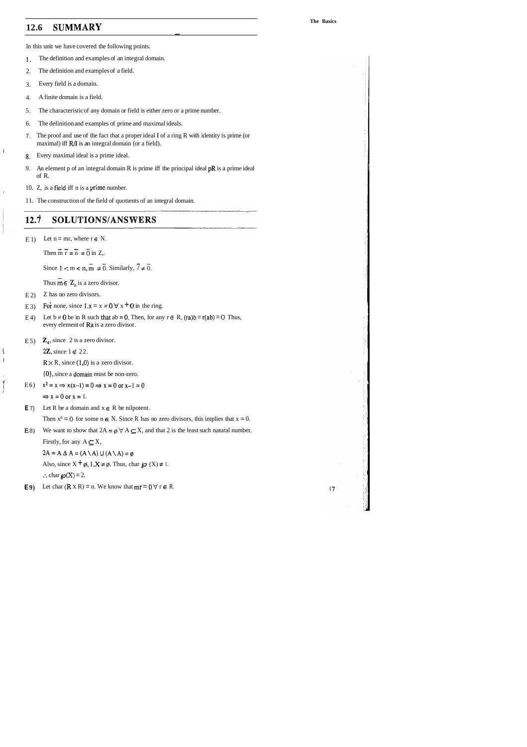## 12.6 SUMMARY

In this unit we have covered the following points.

1. The definition and examples of an integral domain.
2. The definition and examples of a field.
3. Every field is a domain.
4. A finite domain is a field.
5. The characteristic of any domain or field is either zero or a prime number.
6. The definition and examples of prime and maximal ideals.
7. The proof and use of the fact that a proper ideal I of a ring R with identity is prime (or maximal) iff $R/I$ is an integral domain (or a field).
8. Every maximal ideal is a prime ideal.
9. An element p of an integral domain R is prime iff the principal ideal $pR$ is a prime ideal of R.
10. $Z_n$ is a field iff n is a prime number.
11. The construction of the field of quotients of an integral domain.

## 12.7 SOLUTIONS/ANSWERS

E 1) Let $n = mr$, where $r \in N$.

Then $\bar{m}\,\bar{r} = \bar{n} = \bar{0}$ in $Z_n$.

Since $1 < m < n, \bar{m} \neq \bar{0}$. Similarly, $\bar{r} \neq \bar{0}$.

Thus $\bar{m} \in Z_n$ is a zero divisor.

E 2) Z has no zero divisors.

E 3) For none, since $1.x = x \neq 0 \ \forall \ x \neq 0$ in the ring.

E 4) Let $b \neq 0$ be in R such that $ab = 0$. Then, for any $r \in R$, $(ra)b = r(ab) = 0$. Thus, every element of $Ra$ is a zero divisor.

E 5) $Z_4$, since $\bar{2}$ is a zero divisor.

$2Z$, since $1 \notin 2Z$.

$R \times R$, since $(1,0)$ is a zero divisor.

$\{0\}$, since a domain must be non-zero.

E 6) $x^2 = x \Rightarrow x(x-1) = 0 \Rightarrow x = 0$ or $x - 1 = 0$

$\Rightarrow x = 0$ or $x = 1$.

E 7) Let R be a domain and $x \in R$ be nilpotent.

Then $x^n = 0$ for some $n \in N$. Since R has no zero divisors, this implies that $x = 0$.

E 8) We want to show that $2A = \emptyset \ \forall \ A \subseteq X$, and that 2 is the least such natural number.

Firstly, for any $A \subseteq X$,

$2A = A \Delta A = (A \setminus A) \cup (A \setminus A) = \emptyset$

Also, since $X \neq \emptyset$, $1.X \neq \emptyset$. Thus, char $\wp(X) \neq 1$.

$\therefore$ char $\wp(X) = 2$.

E 9) Let char $(R \times R) = n$. We know that $mr = 0 \ \forall \ r \in R$.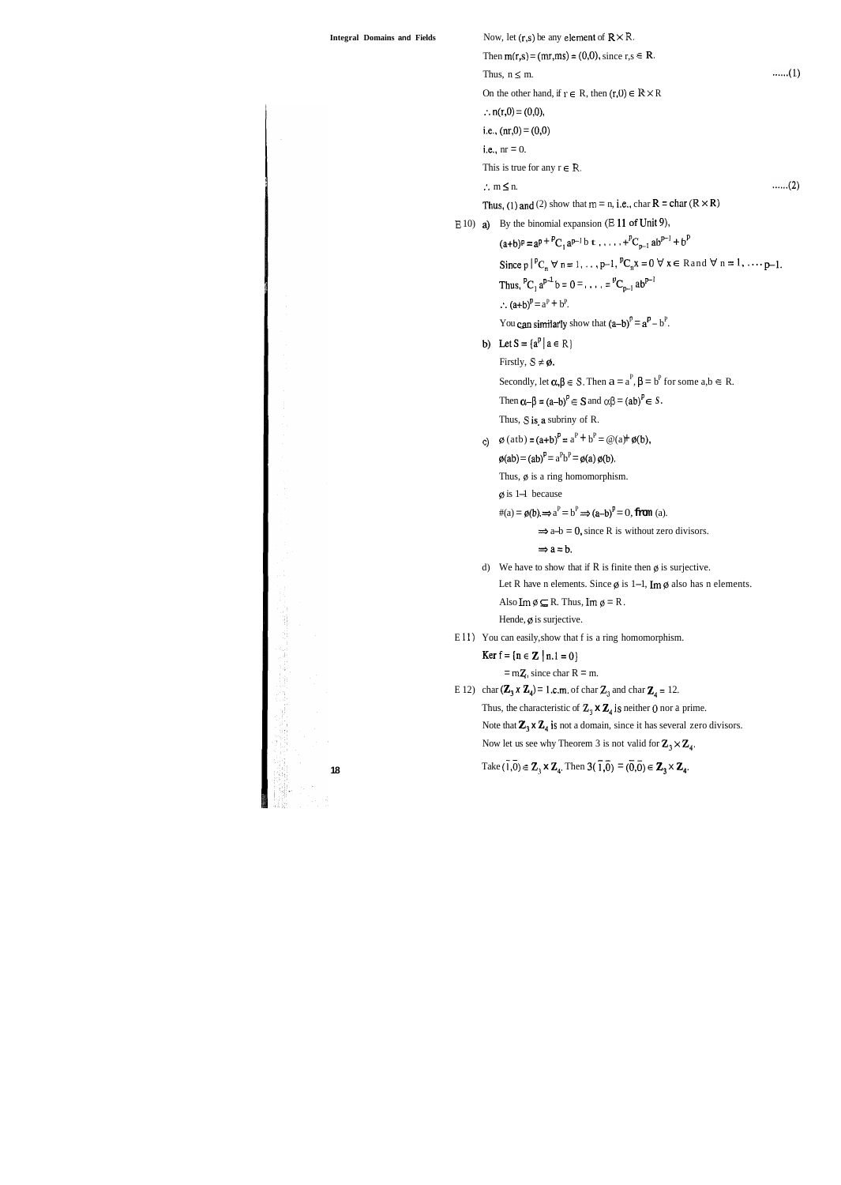Now, let $(r,s)$ be any element of $R \times R$.

Then $m(r,s) = (mr, ms) = (0,0)$, since $r,s \in R$.

Thus, $n \leq m$. ......(1)

On the other hand, if $r \in R$, then $(r,0) \in R \times R$

$\therefore n(r,0) = (0,0)$,

i.e., $(nr,0) = (0,0)$

i.e., $nr = 0$.

This is true for any $r \in R$.

$\therefore m \leq n$. ......(2)

Thus, (1) and (2) show that $m = n$, i.e., char $R$ = char $(R \times R)$

E 10) a) By the binomial expansion (E 11 of Unit 9),

$(a+b)^p = a^p + {}^pC_1 a^{p-1} b + \ldots + {}^pC_{p-1} ab^{p-1} + b^p$

Since $p \mid {}^pC_n \; \forall \; n = 1, \ldots, p-1$, ${}^pC_n x = 0 \; \forall \; x \in R$ and $\forall \; n = 1, \ldots, p-1$.

Thus, ${}^pC_1 a^{p-1} b = 0 = \ldots = {}^pC_{p-1} ab^{p-1}$

$\therefore (a+b)^p = a^p + b^p$.

You can similarly show that $(a-b)^p = a^p - b^p$.

b) Let $S = \{a^p \mid a \in R\}$

Firstly, $S \neq \emptyset$.

Secondly, let $\alpha, \beta \in S$. Then $\alpha = a^p$, $\beta = b^p$ for some $a,b \in R$.

Then $\alpha - \beta = (a-b)^p \in S$ and $\alpha\beta = (ab)^p \in S$.

Thus, $S$ is a subring of $R$.

c) $\phi(a+b) = (a+b)^p = a^p + b^p = \phi(a) + \phi(b)$,

$\phi(ab) = (ab)^p = a^p b^p = \phi(a)\,\phi(b)$.

Thus, $\phi$ is a ring homomorphism.

$\phi$ is 1-1 because

$\phi(a) = \phi(b) \Rightarrow a^p = b^p \Rightarrow (a-b)^p = 0$, from (a).

$\Rightarrow a-b = 0$, since $R$ is without zero divisors.

$\Rightarrow a = b$.

d) We have to show that if $R$ is finite then $\phi$ is surjective.

Let $R$ have n elements. Since $\phi$ is 1-1, $\text{Im}\,\phi$ also has n elements.

Also $\text{Im}\,\phi \subseteq R$. Thus, $\text{Im}\,\phi = R$.

Hence, $\phi$ is surjective.

E 11) You can easily show that f is a ring homomorphism.

$\text{Ker}\, f = \{n \in \mathbf{Z} \mid n.1 = 0\}$

$= m\mathbf{Z}$, since char $R = m$.

E 12) char $(\mathbf{Z}_3 \times \mathbf{Z}_4)$ = l.c.m. of char $\mathbf{Z}_3$ and char $\mathbf{Z}_4$ = 12.

Thus, the characteristic of $\mathbf{Z}_3 \times \mathbf{Z}_4$ is neither 0 nor a prime.

Note that $\mathbf{Z}_3 \times \mathbf{Z}_4$ is not a domain, since it has several zero divisors.

Now let us see why Theorem 3 is not valid for $\mathbf{Z}_3 \times \mathbf{Z}_4$.

Take $(\bar{1}, \bar{0}) \in \mathbf{Z}_3 \times \mathbf{Z}_4$. Then $3(\bar{1}, \bar{0}) = (\bar{0}, \bar{0}) \in \mathbf{Z}_3 \times \mathbf{Z}_4$.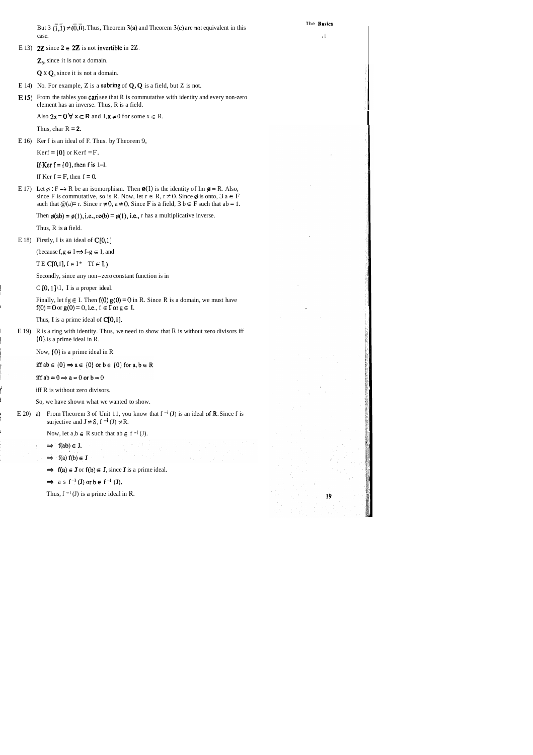But $3(\bar{1},\bar{1}) \neq (\bar{0},\bar{0})$. Thus, Theorem 3(a) and Theorem 3(c) are not equivalent in this case.

E 13) $2\mathbf{Z}$ since $2 \in 2\mathbf{Z}$ is not invertible in $2\mathbf{Z}$.

$\mathbf{Z}_6$, since it is not a domain.

$\mathbf{Q} \times \mathbf{Q}$, since it is not a domain.

E 14) No. For example, Z is a subring of $\mathbf{Q}$, $\mathbf{Q}$ is a field, but Z is not.

E 15) From the tables you can see that R is commutative with identity and every non-zero element has an inverse. Thus, R is a field.

Also $2x = 0 \; \forall \; x \in R$ and $1.x \neq 0$ for some $x \in R$.

Thus, char R = 2.

E 16) Ker f is an ideal of F. Thus. by Theorem 9,

Kerf = $\{0\}$ or Kerf = F.

If Ker f = $\{0\}$, then f is 1–1.

If Ker f = F, then f = 0.

E 17) Let $\phi : F \to R$ be an isomorphism. Then $\phi(1)$ is the identity of Im $\phi$ = R. Also, since F is commutative, so is R. Now, let $r \in R$, $r \neq 0$. Since $\phi$ is onto, $\exists \; a \in F$ such that $\phi(a) = r$. Since $r \neq 0$, $a \neq 0$. Since F is a field, $\exists \; b \in F$ such that $ab = 1$.

Then $\phi(ab) = \phi(1)$, i.e., $r\phi(b) = \phi(1)$, i.e., r has a multiplicative inverse.

Thus, R is a field.

E 18) Firstly, I is an ideal of C[0,1]

(because $f,g \in I \Rightarrow f-g \in I$, and

$T \in C[0,1]$, $f \in I \Rightarrow Tf \in I$.)

Secondly, since any non-zero constant function is in

$C[0,1] \setminus I$, I is a proper ideal.

Finally, let $fg \in I$. Then $f(0)\,g(0) = 0$ in R. Since R is a domain, we must have $f(0) = 0$ or $g(0) = 0$, i.e., $f \in I$ or $g \in I$.

Thus, I is a prime ideal of C[0,1].

E 19) R is a ring with identity. Thus, we need to show that R is without zero divisors iff $\{0\}$ is a prime ideal in R.

Now, $\{0\}$ is a prime ideal in R

iff $ab \in \{0\} \Rightarrow a \in \{0\}$ or $b \in \{0\}$ for $a, b \in R$

iff $ab = 0 \Rightarrow a = 0$ or $b = 0$

iff R is without zero divisors.

So, we have shown what we wanted to show.

E 20) a) From Theorem 3 of Unit 11, you know that $f^{-1}(J)$ is an ideal of R. Since f is surjective and $J \neq S$, $f^{-1}(J) \neq R$.

Now, let $a,b \in R$ such that $ab \in f^{-1}(J)$.

$\Rightarrow f(ab) \in J$.

$\Rightarrow f(a)\,f(b) \in J$

$\Rightarrow f(a) \in J$ or $f(b) \in J$, since J is a prime ideal.

$\Rightarrow a \in f^{-1}(J)$ or $b \in f^{-1}(J)$.

Thus, $f^{-1}(J)$ is a prime ideal in R.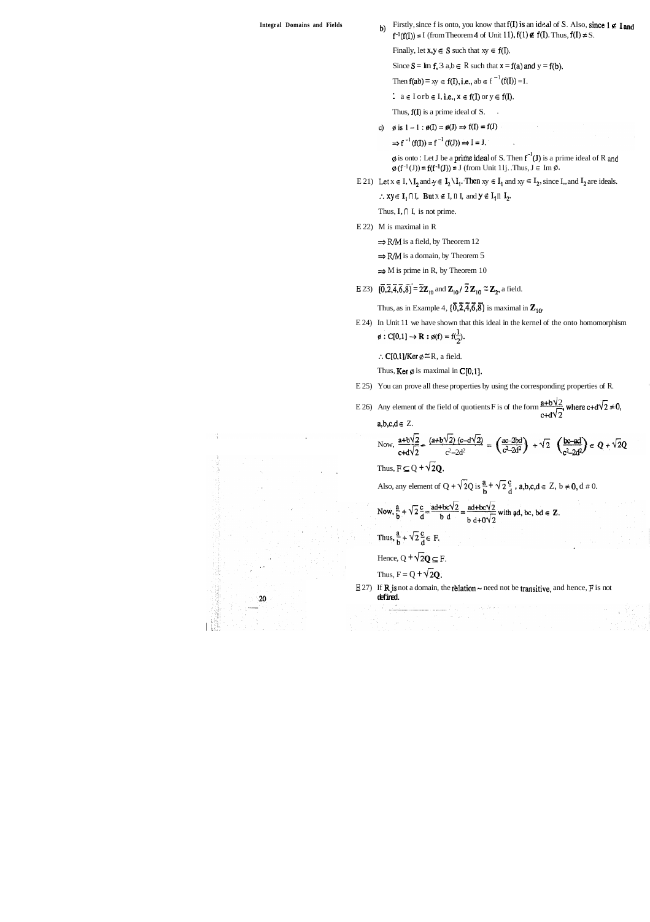b) Firstly, since f is onto, you know that $f(I)$ is an ideal of S. Also, since $1 \notin I$ and $f^{-1}(f(I)) = I$ (from Theorem 4 of Unit 11), $f(1) \notin f(I)$. Thus, $f(I) \neq S$.

Finally, let $x, y \in S$ such that $xy \in f(I)$.

Since $S = \text{Im } f$, $\exists$ $a, b \in R$ such that $x = f(a)$ and $y = f(b)$.

Then $f(ab) = xy \in f(I)$, i.e., $ab \in f^{-1}(f(I)) = I$.

$\therefore$ $a \in I$ or $b \in I$, i.e., $x \in f(I)$ or $y \in f(I)$.

Thus, $f(I)$ is a prime ideal of S.

c) $\phi$ is 1 – 1 : $\phi(I) = \phi(J) \Rightarrow f(I) = f(J)$

$\Rightarrow f^{-1}(f(I)) = f^{-1}(f(J)) \Rightarrow I = J$.

$\phi$ is onto : Let J be a prime ideal of S. Then $f^{-1}(J)$ is a prime ideal of R and $\phi(f^{-1}(J)) = f(f^{-1}(J)) = J$ (from Unit 11). Thus, $J \in \text{Im } \phi$.

E 21) Let $x \in I_1 \setminus I_2$ and $y \in I_2 \setminus I_1$. Then $xy \in I_1$ and $xy \in I_2$, since $I_1$, and $I_2$ are ideals.

$\therefore$ $xy \in I_1 \cap I_2$. But $x \notin I_1 \cap I_2$ and $y \notin I_1 \cap I_2$.

Thus, $I_1 \cap I_2$ is not prime.

E 22) M is maximal in R

$\Rightarrow$ R/M is a field, by Theorem 12

$\Rightarrow$ R/M is a domain, by Theorem 5

$\Rightarrow$ M is prime in R, by Theorem 10

E 23) $\{\bar{0}, \bar{2}, \bar{4}, \bar{6}, \bar{8}\} = \bar{2}\mathbf{Z}_{10}$ and $\mathbf{Z}_{10} / \bar{2}\,\mathbf{Z}_{10} \simeq \mathbf{Z}_2$, a field.

Thus, as in Example 4, $\{\bar{0}, \bar{2}, \bar{4}, \bar{6}, \bar{8}\}$ is maximal in $\mathbf{Z}_{10}$.

E 24) In Unit 11 we have shown that this ideal in the kernel of the onto homomorphism $\phi : C[0,1] \rightarrow \mathbf{R} : \phi(f) = f(\frac{1}{2})$.

$\therefore$ $C[0,1]/\text{Ker } \phi \simeq R$, a field.

Thus, $\text{Ker } \phi$ is maximal in $C[0,1]$.

E 25) You can prove all these properties by using the corresponding properties of R.

E 26) Any element of the field of quotients F is of the form $\frac{a+b\sqrt{2}}{c+d\sqrt{2}}$, where $c+d\sqrt{2} \neq 0$, $a,b,c,d \in Z$.

Now, $\frac{a+b\sqrt{2}}{c+d\sqrt{2}} = \frac{(a+b\sqrt{2})(c-d\sqrt{2})}{c^2-2d^2} = \left(\frac{ac-2bd}{c^2-2d^2}\right) + \sqrt{2}\left(\frac{bc-ad}{c^2-2d^2}\right) \in Q + \sqrt{2}Q$

Thus, $F \subseteq Q + \sqrt{2}\mathbf{Q}$.

Also, any element of $Q + \sqrt{2}Q$ is $\frac{a}{b} + \sqrt{2}\,\frac{c}{d}$, $a,b,c,d \in Z$, $b \neq 0$, $d \neq 0$.

Now, $\frac{a}{b} + \sqrt{2}\,\frac{c}{d} = \frac{ad+bc\sqrt{2}}{b\,d} = \frac{ad+bc\sqrt{2}}{b\,d+0\sqrt{2}}$ with $ad, bc, bd \in \mathbf{Z}$.

Thus, $\frac{a}{b} + \sqrt{2}\,\frac{c}{d} \in F$.

Hence, $Q + \sqrt{2}\mathbf{Q} \subseteq F$.

Thus, $F = Q + \sqrt{2}\mathbf{Q}$.

E 27) If R is not a domain, the relation ~ need not be transitive, and hence, F is not defined.